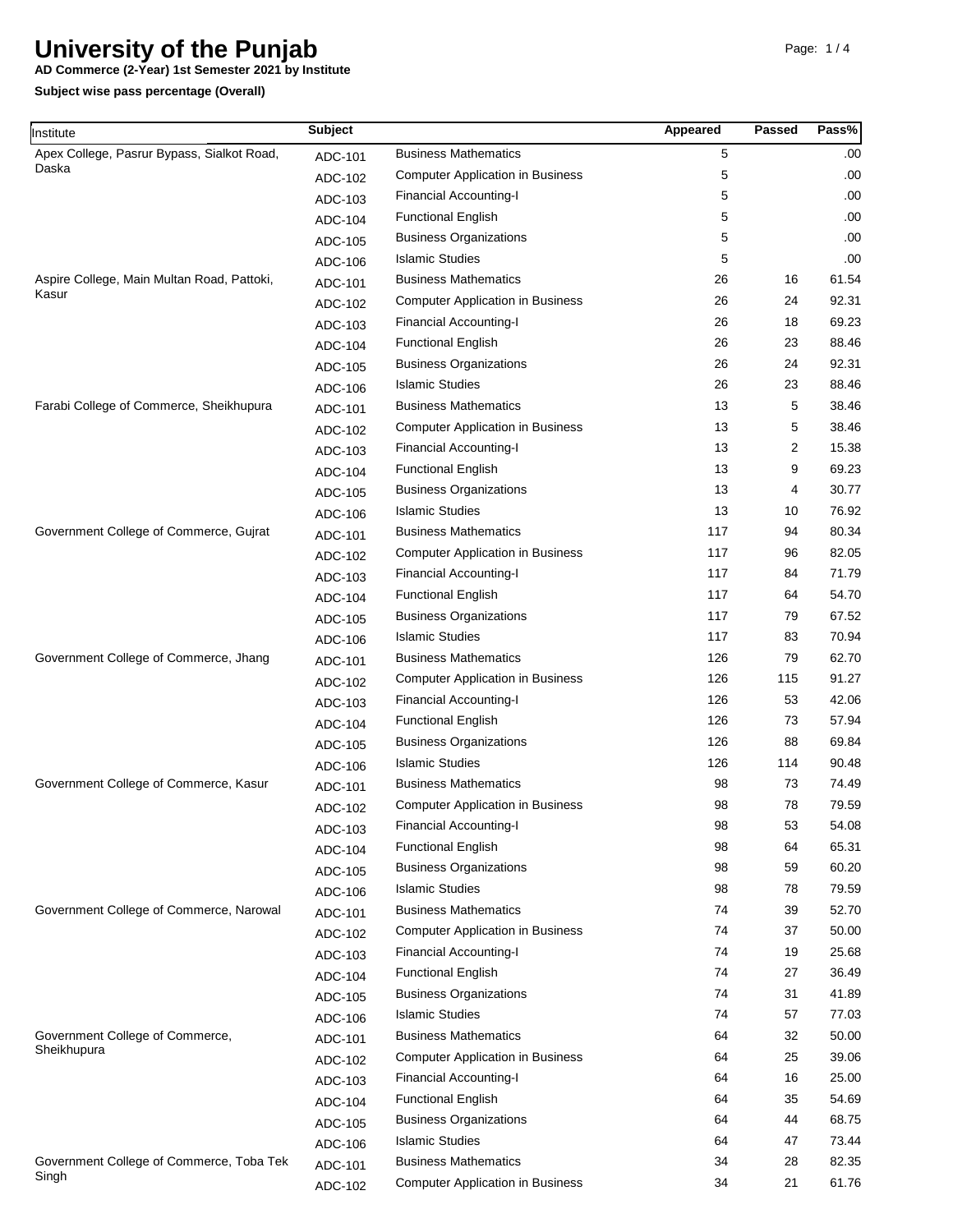# University of the Punjab

**AD Commerce (2-Year) 1st Semester 2021 by Institute**

**Subject wise pass percentage (Overall)**

| Institute | Subject | | Appeared | Passed | Pass% |
|---|---|---|---|---|---|
| Apex College, Pasrur Bypass, Sialkot Road, Daska | ADC-101 | Business Mathematics | 5 | | .00 |
| | ADC-102 | Computer Application in Business | 5 | | .00 |
| | ADC-103 | Financial Accounting-I | 5 | | .00 |
| | ADC-104 | Functional English | 5 | | .00 |
| | ADC-105 | Business Organizations | 5 | | .00 |
| | ADC-106 | Islamic Studies | 5 | | .00 |
| Aspire College, Main Multan Road, Pattoki, Kasur | ADC-101 | Business Mathematics | 26 | 16 | 61.54 |
| | ADC-102 | Computer Application in Business | 26 | 24 | 92.31 |
| | ADC-103 | Financial Accounting-I | 26 | 18 | 69.23 |
| | ADC-104 | Functional English | 26 | 23 | 88.46 |
| | ADC-105 | Business Organizations | 26 | 24 | 92.31 |
| | ADC-106 | Islamic Studies | 26 | 23 | 88.46 |
| Farabi College of Commerce, Sheikhupura | ADC-101 | Business Mathematics | 13 | 5 | 38.46 |
| | ADC-102 | Computer Application in Business | 13 | 5 | 38.46 |
| | ADC-103 | Financial Accounting-I | 13 | 2 | 15.38 |
| | ADC-104 | Functional English | 13 | 9 | 69.23 |
| | ADC-105 | Business Organizations | 13 | 4 | 30.77 |
| | ADC-106 | Islamic Studies | 13 | 10 | 76.92 |
| Government College of Commerce, Gujrat | ADC-101 | Business Mathematics | 117 | 94 | 80.34 |
| | ADC-102 | Computer Application in Business | 117 | 96 | 82.05 |
| | ADC-103 | Financial Accounting-I | 117 | 84 | 71.79 |
| | ADC-104 | Functional English | 117 | 64 | 54.70 |
| | ADC-105 | Business Organizations | 117 | 79 | 67.52 |
| | ADC-106 | Islamic Studies | 117 | 83 | 70.94 |
| Government College of Commerce, Jhang | ADC-101 | Business Mathematics | 126 | 79 | 62.70 |
| | ADC-102 | Computer Application in Business | 126 | 115 | 91.27 |
| | ADC-103 | Financial Accounting-I | 126 | 53 | 42.06 |
| | ADC-104 | Functional English | 126 | 73 | 57.94 |
| | ADC-105 | Business Organizations | 126 | 88 | 69.84 |
| | ADC-106 | Islamic Studies | 126 | 114 | 90.48 |
| Government College of Commerce, Kasur | ADC-101 | Business Mathematics | 98 | 73 | 74.49 |
| | ADC-102 | Computer Application in Business | 98 | 78 | 79.59 |
| | ADC-103 | Financial Accounting-I | 98 | 53 | 54.08 |
| | ADC-104 | Functional English | 98 | 64 | 65.31 |
| | ADC-105 | Business Organizations | 98 | 59 | 60.20 |
| | ADC-106 | Islamic Studies | 98 | 78 | 79.59 |
| Government College of Commerce, Narowal | ADC-101 | Business Mathematics | 74 | 39 | 52.70 |
| | ADC-102 | Computer Application in Business | 74 | 37 | 50.00 |
| | ADC-103 | Financial Accounting-I | 74 | 19 | 25.68 |
| | ADC-104 | Functional English | 74 | 27 | 36.49 |
| | ADC-105 | Business Organizations | 74 | 31 | 41.89 |
| | ADC-106 | Islamic Studies | 74 | 57 | 77.03 |
| Government College of Commerce, Sheikhupura | ADC-101 | Business Mathematics | 64 | 32 | 50.00 |
| | ADC-102 | Computer Application in Business | 64 | 25 | 39.06 |
| | ADC-103 | Financial Accounting-I | 64 | 16 | 25.00 |
| | ADC-104 | Functional English | 64 | 35 | 54.69 |
| | ADC-105 | Business Organizations | 64 | 44 | 68.75 |
| | ADC-106 | Islamic Studies | 64 | 47 | 73.44 |
| Government College of Commerce, Toba Tek Singh | ADC-101 | Business Mathematics | 34 | 28 | 82.35 |
| | ADC-102 | Computer Application in Business | 34 | 21 | 61.76 |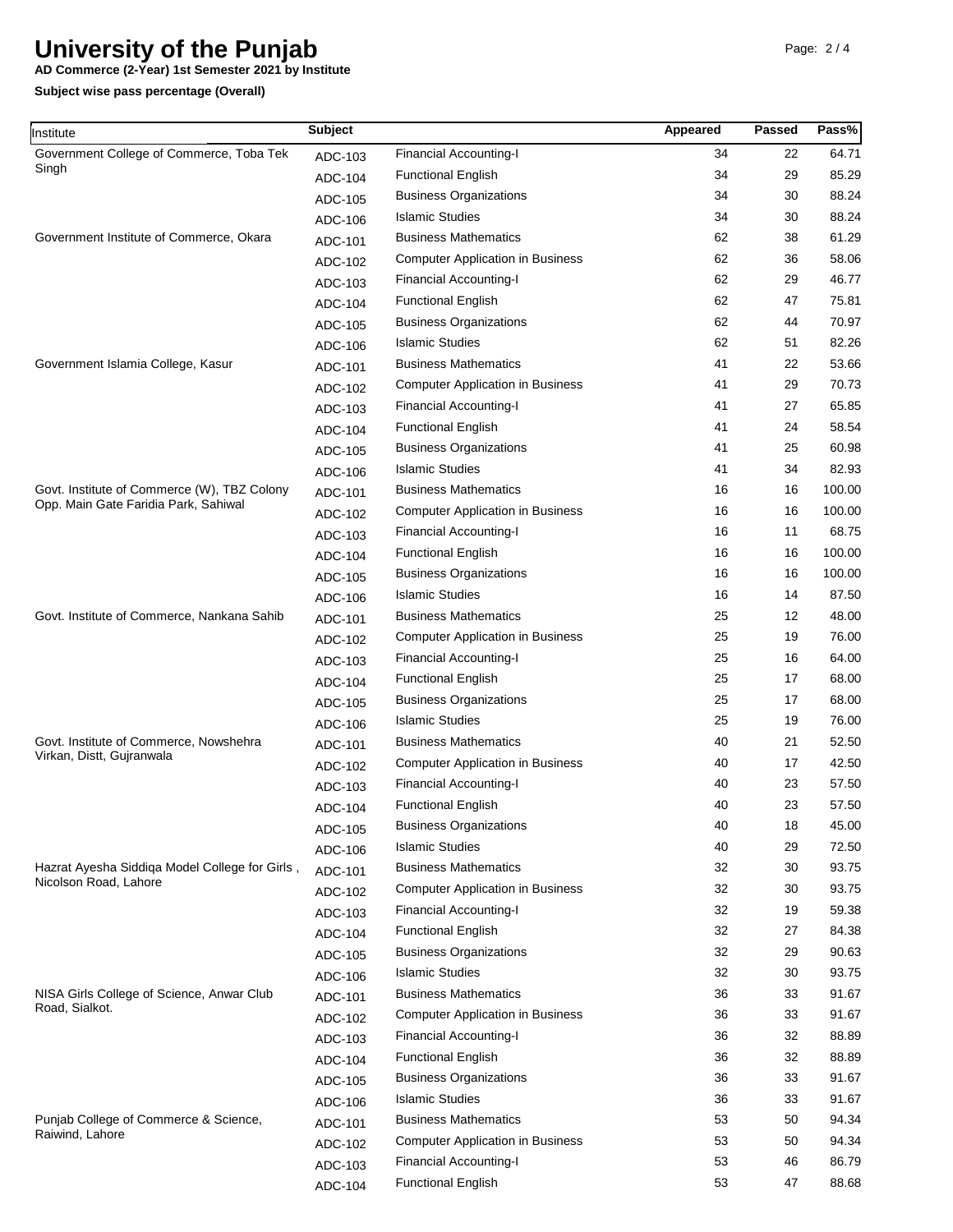# University of the Punjab

**AD Commerce (2-Year) 1st Semester 2021 by Institute**

**Subject wise pass percentage (Overall)**

| Institute | Subject | | Appeared | Passed | Pass% |
|---|---|---|---|---|---|
| Government College of Commerce, Toba Tek Singh | ADC-103 | Financial Accounting-I | 34 | 22 | 64.71 |
| | ADC-104 | Functional English | 34 | 29 | 85.29 |
| | ADC-105 | Business Organizations | 34 | 30 | 88.24 |
| | ADC-106 | Islamic Studies | 34 | 30 | 88.24 |
| Government Institute of Commerce, Okara | ADC-101 | Business Mathematics | 62 | 38 | 61.29 |
| | ADC-102 | Computer Application in Business | 62 | 36 | 58.06 |
| | ADC-103 | Financial Accounting-I | 62 | 29 | 46.77 |
| | ADC-104 | Functional English | 62 | 47 | 75.81 |
| | ADC-105 | Business Organizations | 62 | 44 | 70.97 |
| | ADC-106 | Islamic Studies | 62 | 51 | 82.26 |
| Government Islamia College, Kasur | ADC-101 | Business Mathematics | 41 | 22 | 53.66 |
| | ADC-102 | Computer Application in Business | 41 | 29 | 70.73 |
| | ADC-103 | Financial Accounting-I | 41 | 27 | 65.85 |
| | ADC-104 | Functional English | 41 | 24 | 58.54 |
| | ADC-105 | Business Organizations | 41 | 25 | 60.98 |
| | ADC-106 | Islamic Studies | 41 | 34 | 82.93 |
| Govt. Institute of Commerce (W), TBZ Colony Opp. Main Gate Faridia Park, Sahiwal | ADC-101 | Business Mathematics | 16 | 16 | 100.00 |
| | ADC-102 | Computer Application in Business | 16 | 16 | 100.00 |
| | ADC-103 | Financial Accounting-I | 16 | 11 | 68.75 |
| | ADC-104 | Functional English | 16 | 16 | 100.00 |
| | ADC-105 | Business Organizations | 16 | 16 | 100.00 |
| | ADC-106 | Islamic Studies | 16 | 14 | 87.50 |
| Govt. Institute of Commerce, Nankana Sahib | ADC-101 | Business Mathematics | 25 | 12 | 48.00 |
| | ADC-102 | Computer Application in Business | 25 | 19 | 76.00 |
| | ADC-103 | Financial Accounting-I | 25 | 16 | 64.00 |
| | ADC-104 | Functional English | 25 | 17 | 68.00 |
| | ADC-105 | Business Organizations | 25 | 17 | 68.00 |
| | ADC-106 | Islamic Studies | 25 | 19 | 76.00 |
| Govt. Institute of Commerce, Nowshehra Virkan, Distt, Gujranwala | ADC-101 | Business Mathematics | 40 | 21 | 52.50 |
| | ADC-102 | Computer Application in Business | 40 | 17 | 42.50 |
| | ADC-103 | Financial Accounting-I | 40 | 23 | 57.50 |
| | ADC-104 | Functional English | 40 | 23 | 57.50 |
| | ADC-105 | Business Organizations | 40 | 18 | 45.00 |
| | ADC-106 | Islamic Studies | 40 | 29 | 72.50 |
| Hazrat Ayesha Siddiqa Model College for Girls , Nicolson Road, Lahore | ADC-101 | Business Mathematics | 32 | 30 | 93.75 |
| | ADC-102 | Computer Application in Business | 32 | 30 | 93.75 |
| | ADC-103 | Financial Accounting-I | 32 | 19 | 59.38 |
| | ADC-104 | Functional English | 32 | 27 | 84.38 |
| | ADC-105 | Business Organizations | 32 | 29 | 90.63 |
| | ADC-106 | Islamic Studies | 32 | 30 | 93.75 |
| NISA Girls College of Science, Anwar Club Road, Sialkot. | ADC-101 | Business Mathematics | 36 | 33 | 91.67 |
| | ADC-102 | Computer Application in Business | 36 | 33 | 91.67 |
| | ADC-103 | Financial Accounting-I | 36 | 32 | 88.89 |
| | ADC-104 | Functional English | 36 | 32 | 88.89 |
| | ADC-105 | Business Organizations | 36 | 33 | 91.67 |
| | ADC-106 | Islamic Studies | 36 | 33 | 91.67 |
| Punjab College of Commerce & Science, Raiwind, Lahore | ADC-101 | Business Mathematics | 53 | 50 | 94.34 |
| | ADC-102 | Computer Application in Business | 53 | 50 | 94.34 |
| | ADC-103 | Financial Accounting-I | 53 | 46 | 86.79 |
| | ADC-104 | Functional English | 53 | 47 | 88.68 |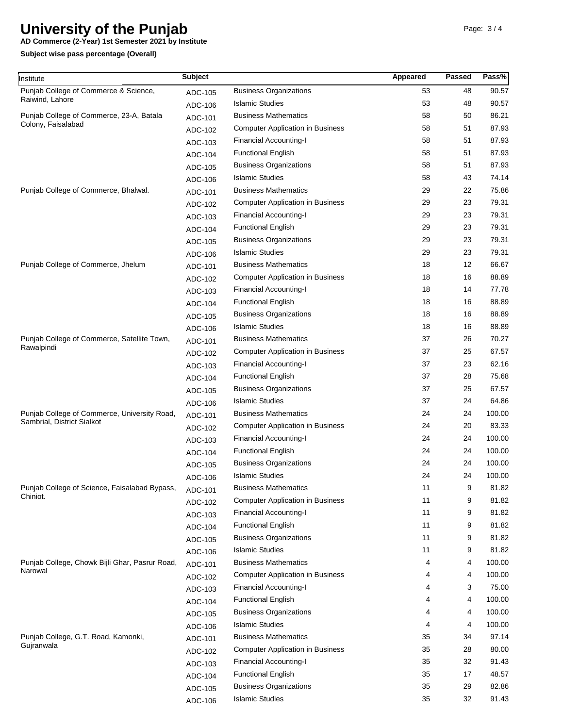# University of the Punjab

**AD Commerce (2-Year) 1st Semester 2021 by Institute**

**Subject wise pass percentage (Overall)**

| Institute | Subject | | Appeared | Passed | Pass% |
|---|---|---|---|---|---|
| Punjab College of Commerce & Science, Raiwind, Lahore | ADC-105 | Business Organizations | 53 | 48 | 90.57 |
| | ADC-106 | Islamic Studies | 53 | 48 | 90.57 |
| Punjab College of Commerce, 23-A, Batala Colony, Faisalabad | ADC-101 | Business Mathematics | 58 | 50 | 86.21 |
| | ADC-102 | Computer Application in Business | 58 | 51 | 87.93 |
| | ADC-103 | Financial Accounting-I | 58 | 51 | 87.93 |
| | ADC-104 | Functional English | 58 | 51 | 87.93 |
| | ADC-105 | Business Organizations | 58 | 51 | 87.93 |
| | ADC-106 | Islamic Studies | 58 | 43 | 74.14 |
| Punjab College of Commerce, Bhalwal. | ADC-101 | Business Mathematics | 29 | 22 | 75.86 |
| | ADC-102 | Computer Application in Business | 29 | 23 | 79.31 |
| | ADC-103 | Financial Accounting-I | 29 | 23 | 79.31 |
| | ADC-104 | Functional English | 29 | 23 | 79.31 |
| | ADC-105 | Business Organizations | 29 | 23 | 79.31 |
| | ADC-106 | Islamic Studies | 29 | 23 | 79.31 |
| Punjab College of Commerce, Jhelum | ADC-101 | Business Mathematics | 18 | 12 | 66.67 |
| | ADC-102 | Computer Application in Business | 18 | 16 | 88.89 |
| | ADC-103 | Financial Accounting-I | 18 | 14 | 77.78 |
| | ADC-104 | Functional English | 18 | 16 | 88.89 |
| | ADC-105 | Business Organizations | 18 | 16 | 88.89 |
| | ADC-106 | Islamic Studies | 18 | 16 | 88.89 |
| Punjab College of Commerce, Satellite Town, Rawalpindi | ADC-101 | Business Mathematics | 37 | 26 | 70.27 |
| | ADC-102 | Computer Application in Business | 37 | 25 | 67.57 |
| | ADC-103 | Financial Accounting-I | 37 | 23 | 62.16 |
| | ADC-104 | Functional English | 37 | 28 | 75.68 |
| | ADC-105 | Business Organizations | 37 | 25 | 67.57 |
| | ADC-106 | Islamic Studies | 37 | 24 | 64.86 |
| Punjab College of Commerce, University Road, Sambrial, District Sialkot | ADC-101 | Business Mathematics | 24 | 24 | 100.00 |
| | ADC-102 | Computer Application in Business | 24 | 20 | 83.33 |
| | ADC-103 | Financial Accounting-I | 24 | 24 | 100.00 |
| | ADC-104 | Functional English | 24 | 24 | 100.00 |
| | ADC-105 | Business Organizations | 24 | 24 | 100.00 |
| | ADC-106 | Islamic Studies | 24 | 24 | 100.00 |
| Punjab College of Science, Faisalabad Bypass, Chiniot. | ADC-101 | Business Mathematics | 11 | 9 | 81.82 |
| | ADC-102 | Computer Application in Business | 11 | 9 | 81.82 |
| | ADC-103 | Financial Accounting-I | 11 | 9 | 81.82 |
| | ADC-104 | Functional English | 11 | 9 | 81.82 |
| | ADC-105 | Business Organizations | 11 | 9 | 81.82 |
| | ADC-106 | Islamic Studies | 11 | 9 | 81.82 |
| Punjab College, Chowk Bijli Ghar, Pasrur Road, Narowal | ADC-101 | Business Mathematics | 4 | 4 | 100.00 |
| | ADC-102 | Computer Application in Business | 4 | 4 | 100.00 |
| | ADC-103 | Financial Accounting-I | 4 | 3 | 75.00 |
| | ADC-104 | Functional English | 4 | 4 | 100.00 |
| | ADC-105 | Business Organizations | 4 | 4 | 100.00 |
| | ADC-106 | Islamic Studies | 4 | 4 | 100.00 |
| Punjab College, G.T. Road, Kamonki, Gujranwala | ADC-101 | Business Mathematics | 35 | 34 | 97.14 |
| | ADC-102 | Computer Application in Business | 35 | 28 | 80.00 |
| | ADC-103 | Financial Accounting-I | 35 | 32 | 91.43 |
| | ADC-104 | Functional English | 35 | 17 | 48.57 |
| | ADC-105 | Business Organizations | 35 | 29 | 82.86 |
| | ADC-106 | Islamic Studies | 35 | 32 | 91.43 |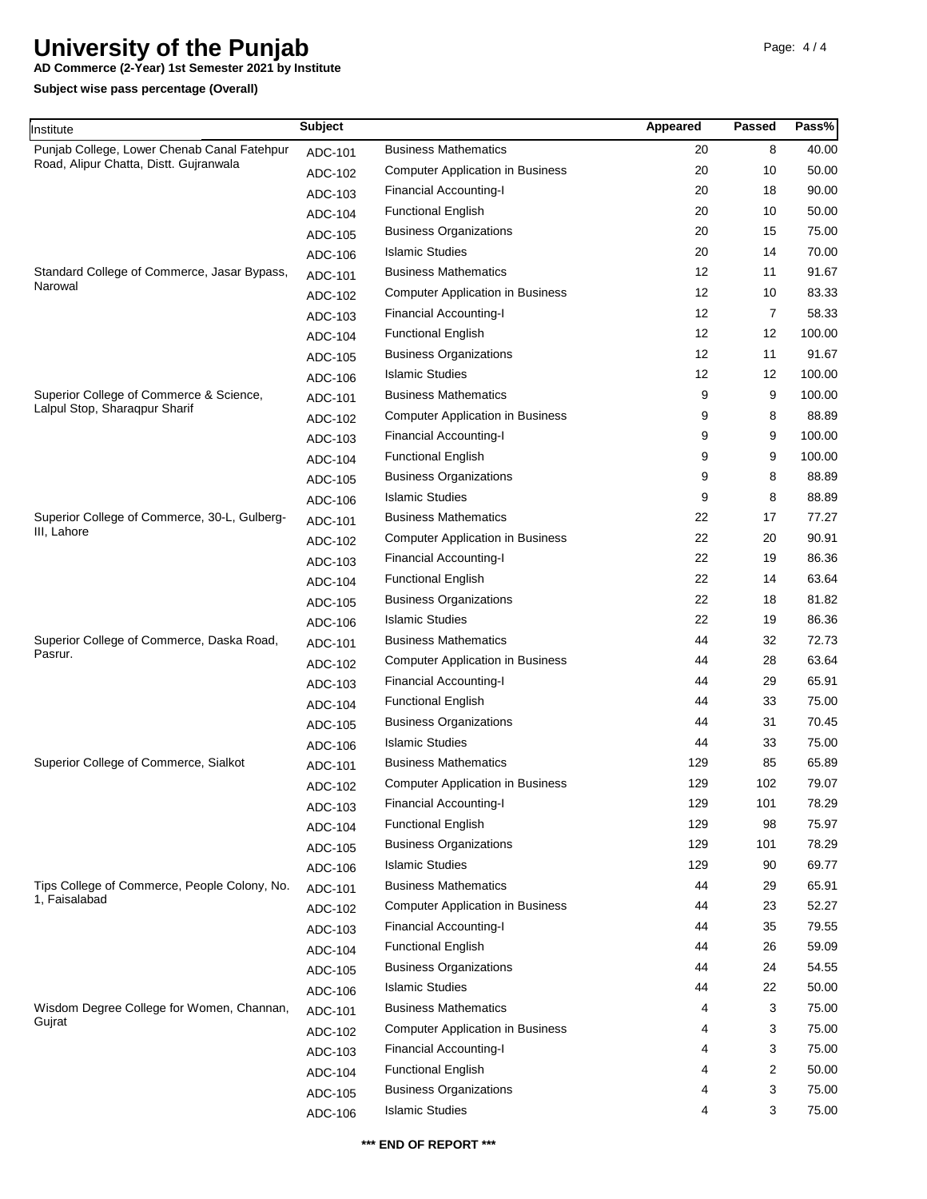# University of the Punjab

**AD Commerce (2-Year) 1st Semester 2021 by Institute**

**Subject wise pass percentage (Overall)**

| Institute | Subject | | Appeared | Passed | Pass% |
|---|---|---|---|---|---|
| Punjab College, Lower Chenab Canal Fatehpur Road, Alipur Chatta, Distt. Gujranwala | ADC-101 | Business Mathematics | 20 | 8 | 40.00 |
| | ADC-102 | Computer Application in Business | 20 | 10 | 50.00 |
| | ADC-103 | Financial Accounting-I | 20 | 18 | 90.00 |
| | ADC-104 | Functional English | 20 | 10 | 50.00 |
| | ADC-105 | Business Organizations | 20 | 15 | 75.00 |
| | ADC-106 | Islamic Studies | 20 | 14 | 70.00 |
| Standard College of Commerce, Jasar Bypass, Narowal | ADC-101 | Business Mathematics | 12 | 11 | 91.67 |
| | ADC-102 | Computer Application in Business | 12 | 10 | 83.33 |
| | ADC-103 | Financial Accounting-I | 12 | 7 | 58.33 |
| | ADC-104 | Functional English | 12 | 12 | 100.00 |
| | ADC-105 | Business Organizations | 12 | 11 | 91.67 |
| | ADC-106 | Islamic Studies | 12 | 12 | 100.00 |
| Superior College of Commerce & Science, Lalpul Stop, Sharaqpur Sharif | ADC-101 | Business Mathematics | 9 | 9 | 100.00 |
| | ADC-102 | Computer Application in Business | 9 | 8 | 88.89 |
| | ADC-103 | Financial Accounting-I | 9 | 9 | 100.00 |
| | ADC-104 | Functional English | 9 | 9 | 100.00 |
| | ADC-105 | Business Organizations | 9 | 8 | 88.89 |
| | ADC-106 | Islamic Studies | 9 | 8 | 88.89 |
| Superior College of Commerce, 30-L, Gulberg-III, Lahore | ADC-101 | Business Mathematics | 22 | 17 | 77.27 |
| | ADC-102 | Computer Application in Business | 22 | 20 | 90.91 |
| | ADC-103 | Financial Accounting-I | 22 | 19 | 86.36 |
| | ADC-104 | Functional English | 22 | 14 | 63.64 |
| | ADC-105 | Business Organizations | 22 | 18 | 81.82 |
| | ADC-106 | Islamic Studies | 22 | 19 | 86.36 |
| Superior College of Commerce, Daska Road, Pasrur. | ADC-101 | Business Mathematics | 44 | 32 | 72.73 |
| | ADC-102 | Computer Application in Business | 44 | 28 | 63.64 |
| | ADC-103 | Financial Accounting-I | 44 | 29 | 65.91 |
| | ADC-104 | Functional English | 44 | 33 | 75.00 |
| | ADC-105 | Business Organizations | 44 | 31 | 70.45 |
| | ADC-106 | Islamic Studies | 44 | 33 | 75.00 |
| Superior College of Commerce, Sialkot | ADC-101 | Business Mathematics | 129 | 85 | 65.89 |
| | ADC-102 | Computer Application in Business | 129 | 102 | 79.07 |
| | ADC-103 | Financial Accounting-I | 129 | 101 | 78.29 |
| | ADC-104 | Functional English | 129 | 98 | 75.97 |
| | ADC-105 | Business Organizations | 129 | 101 | 78.29 |
| | ADC-106 | Islamic Studies | 129 | 90 | 69.77 |
| Tips College of Commerce, People Colony, No. 1, Faisalabad | ADC-101 | Business Mathematics | 44 | 29 | 65.91 |
| | ADC-102 | Computer Application in Business | 44 | 23 | 52.27 |
| | ADC-103 | Financial Accounting-I | 44 | 35 | 79.55 |
| | ADC-104 | Functional English | 44 | 26 | 59.09 |
| | ADC-105 | Business Organizations | 44 | 24 | 54.55 |
| | ADC-106 | Islamic Studies | 44 | 22 | 50.00 |
| Wisdom Degree College for Women, Channan, Gujrat | ADC-101 | Business Mathematics | 4 | 3 | 75.00 |
| | ADC-102 | Computer Application in Business | 4 | 3 | 75.00 |
| | ADC-103 | Financial Accounting-I | 4 | 3 | 75.00 |
| | ADC-104 | Functional English | 4 | 2 | 50.00 |
| | ADC-105 | Business Organizations | 4 | 3 | 75.00 |
| | ADC-106 | Islamic Studies | 4 | 3 | 75.00 |

**\*\*\* END OF REPORT \*\*\***